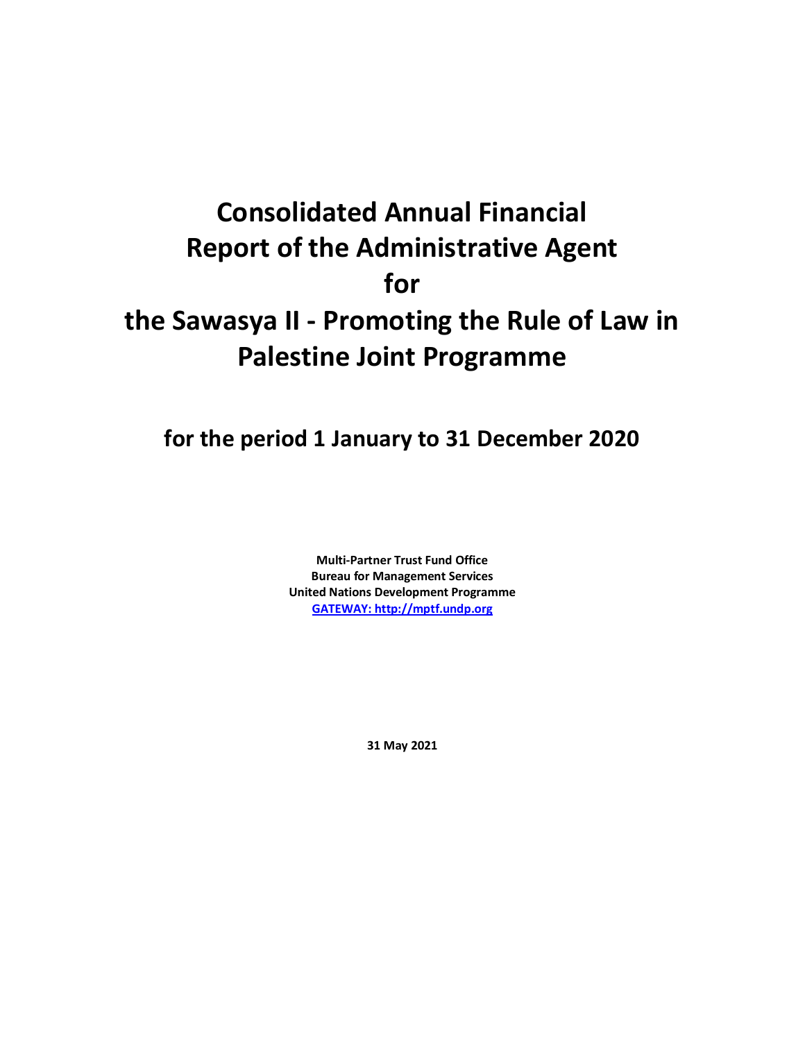# Consolidated Annual Financial Report of the Administrative Agent for the Sawasya II - Promoting the Rule of Law in Palestine Joint Programme

## for the period 1 January to 31 December 2020

**Multi-Partner Trust Fund Office**
**Bureau for Management Services**
**United Nations Development Programme**
**[GATEWAY: http://mptf.undp.org](http://mptf.undp.org)**

**31 May 2021**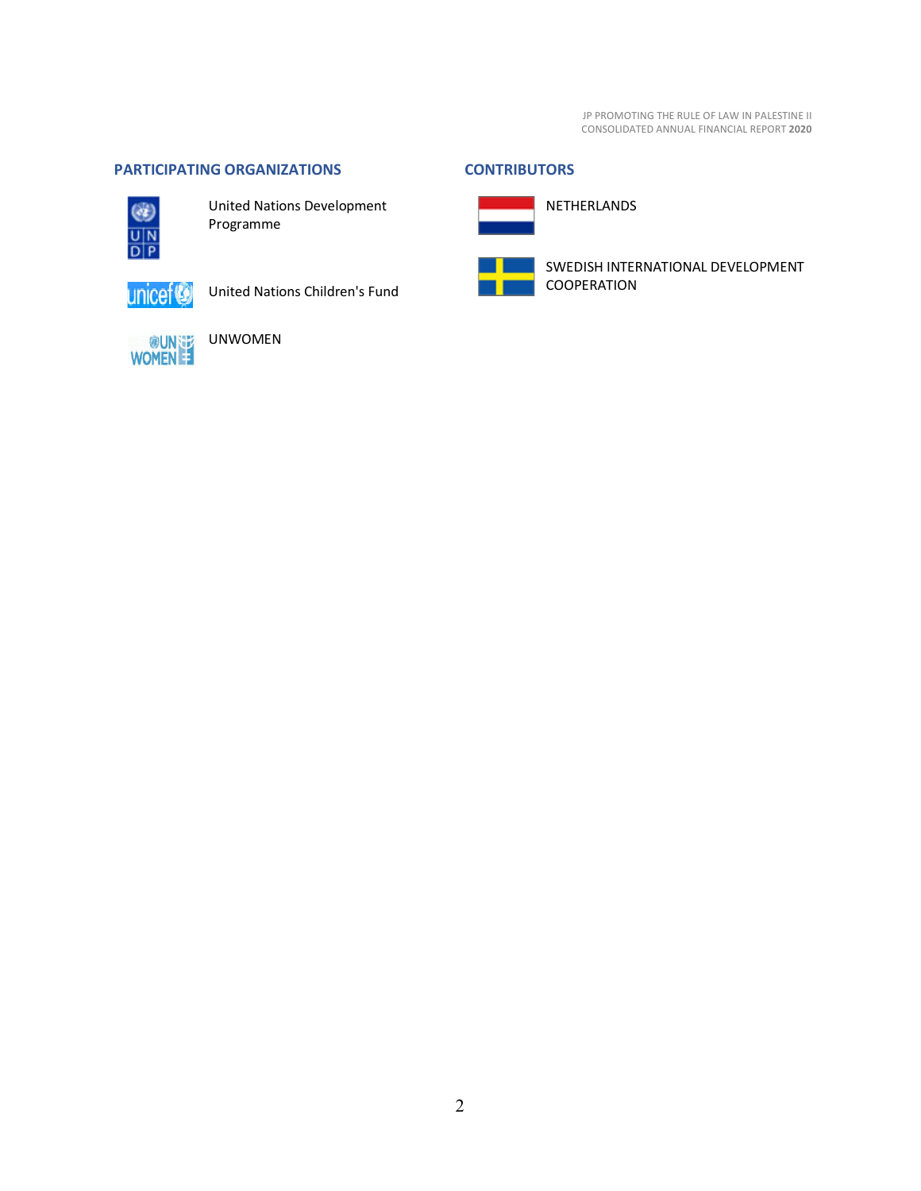## PARTICIPATING ORGANIZATIONS

United Nations Development Programme

United Nations Children's Fund

UNWOMEN

## CONTRIBUTORS

NETHERLANDS

SWEDISH INTERNATIONAL DEVELOPMENT COOPERATION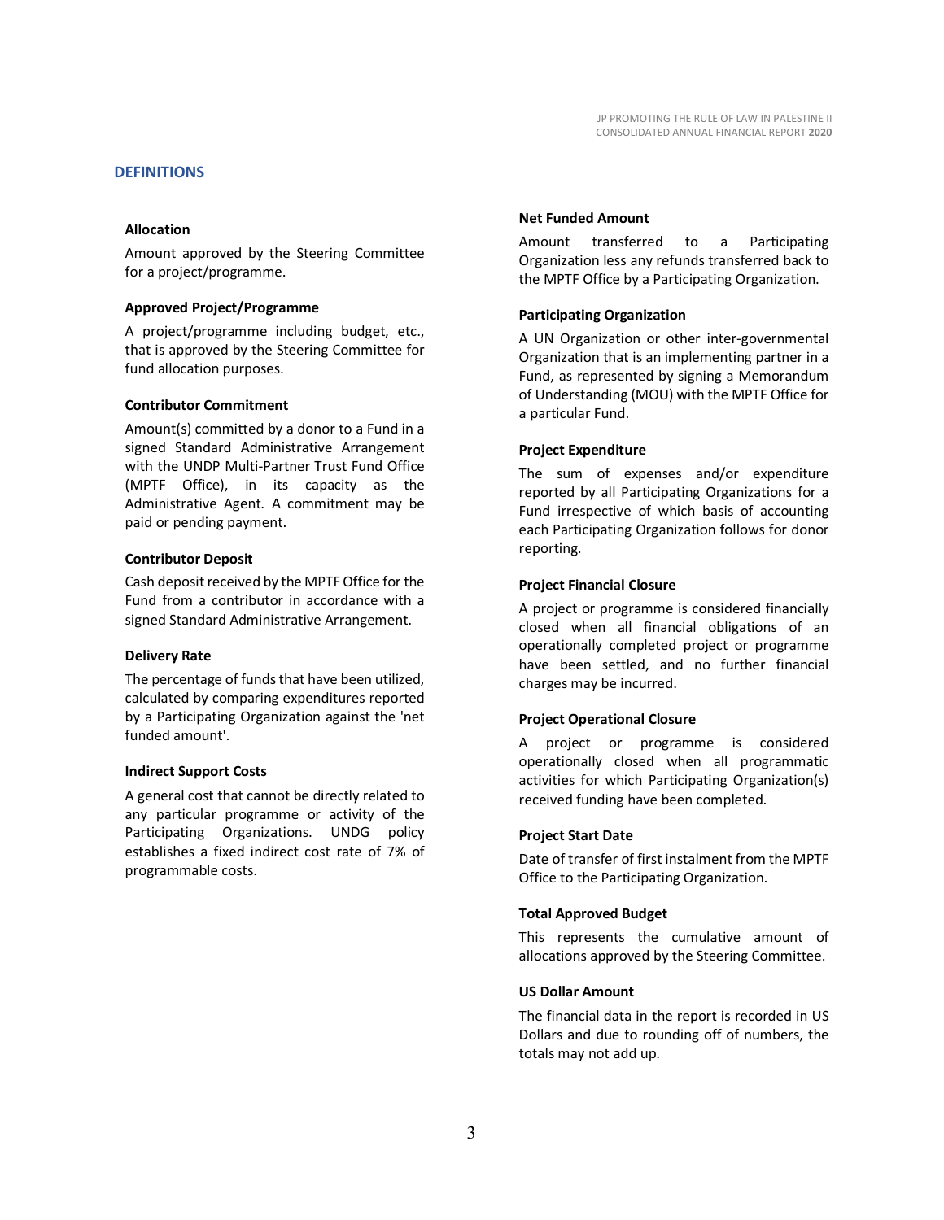## DEFINITIONS

### Allocation

Amount approved by the Steering Committee for a project/programme.

### Approved Project/Programme

A project/programme including budget, etc., that is approved by the Steering Committee for fund allocation purposes.

### Contributor Commitment

Amount(s) committed by a donor to a Fund in a signed Standard Administrative Arrangement with the UNDP Multi-Partner Trust Fund Office (MPTF Office), in its capacity as the Administrative Agent. A commitment may be paid or pending payment.

### Contributor Deposit

Cash deposit received by the MPTF Office for the Fund from a contributor in accordance with a signed Standard Administrative Arrangement.

### Delivery Rate

The percentage of funds that have been utilized, calculated by comparing expenditures reported by a Participating Organization against the 'net funded amount'.

### Indirect Support Costs

A general cost that cannot be directly related to any particular programme or activity of the Participating Organizations. UNDG policy establishes a fixed indirect cost rate of 7% of programmable costs.

### Net Funded Amount

Amount transferred to a Participating Organization less any refunds transferred back to the MPTF Office by a Participating Organization.

### Participating Organization

A UN Organization or other inter-governmental Organization that is an implementing partner in a Fund, as represented by signing a Memorandum of Understanding (MOU) with the MPTF Office for a particular Fund.

### Project Expenditure

The sum of expenses and/or expenditure reported by all Participating Organizations for a Fund irrespective of which basis of accounting each Participating Organization follows for donor reporting.

### Project Financial Closure

A project or programme is considered financially closed when all financial obligations of an operationally completed project or programme have been settled, and no further financial charges may be incurred.

### Project Operational Closure

A project or programme is considered operationally closed when all programmatic activities for which Participating Organization(s) received funding have been completed.

### Project Start Date

Date of transfer of first instalment from the MPTF Office to the Participating Organization.

### Total Approved Budget

This represents the cumulative amount of allocations approved by the Steering Committee.

### US Dollar Amount

The financial data in the report is recorded in US Dollars and due to rounding off of numbers, the totals may not add up.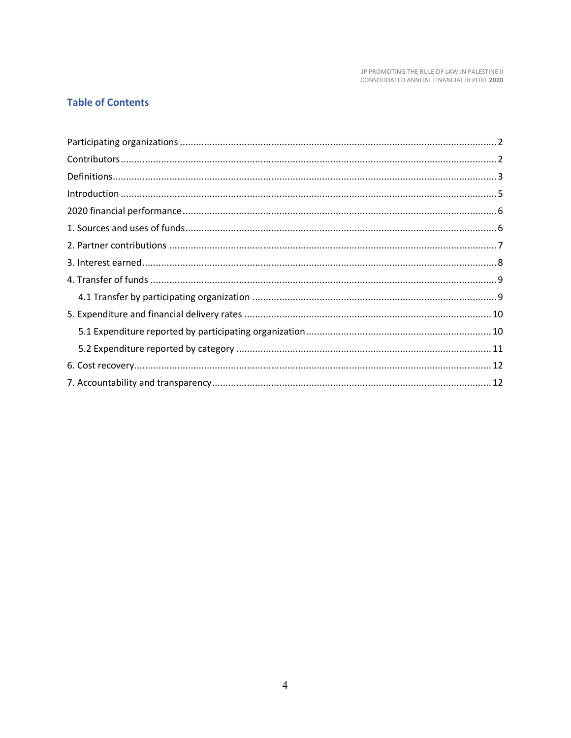## Table of Contents

- Participating organizations .......... 2
- Contributors .......... 2
- Definitions .......... 3
- Introduction .......... 5
- 2020 financial performance .......... 6
- 1. Sources and uses of funds .......... 6
- 2. Partner contributions .......... 7
- 3. Interest earned .......... 8
- 4. Transfer of funds .......... 9
  - 4.1 Transfer by participating organization .......... 9
- 5. Expenditure and financial delivery rates .......... 10
  - 5.1 Expenditure reported by participating organization .......... 10
  - 5.2 Expenditure reported by category .......... 11
- 6. Cost recovery .......... 12
- 7. Accountability and transparency .......... 12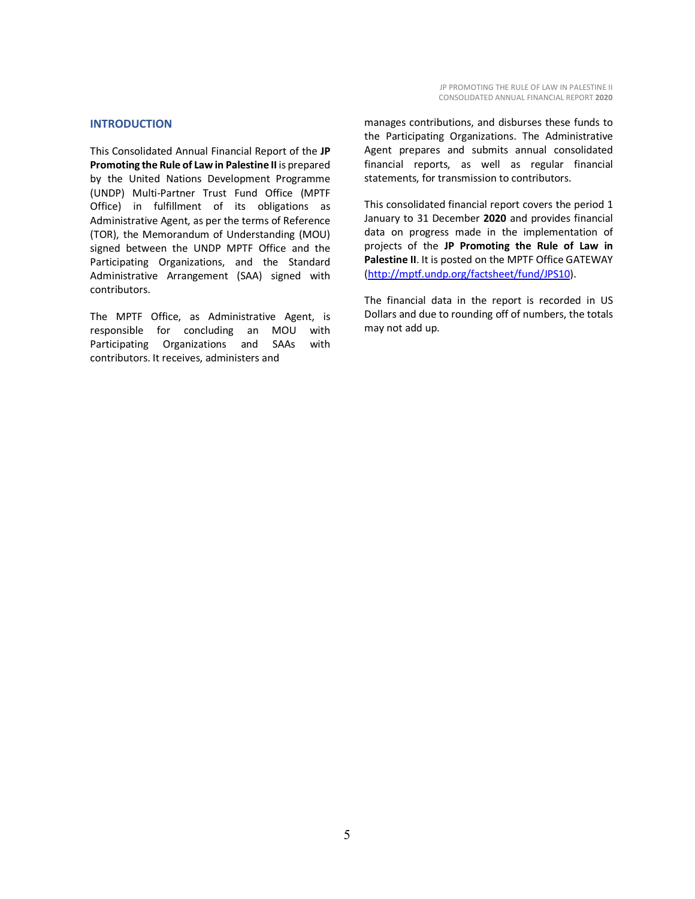## INTRODUCTION

This Consolidated Annual Financial Report of the **JP Promoting the Rule of Law in Palestine II** is prepared by the United Nations Development Programme (UNDP) Multi-Partner Trust Fund Office (MPTF Office) in fulfillment of its obligations as Administrative Agent, as per the terms of Reference (TOR), the Memorandum of Understanding (MOU) signed between the UNDP MPTF Office and the Participating Organizations, and the Standard Administrative Arrangement (SAA) signed with contributors.

The MPTF Office, as Administrative Agent, is responsible for concluding an MOU with Participating Organizations and SAAs with contributors. It receives, administers and manages contributions, and disburses these funds to the Participating Organizations. The Administrative Agent prepares and submits annual consolidated financial reports, as well as regular financial statements, for transmission to contributors.

This consolidated financial report covers the period 1 January to 31 December **2020** and provides financial data on progress made in the implementation of projects of the **JP Promoting the Rule of Law in Palestine II**. It is posted on the MPTF Office GATEWAY (http://mptf.undp.org/factsheet/fund/JPS10).

The financial data in the report is recorded in US Dollars and due to rounding off of numbers, the totals may not add up.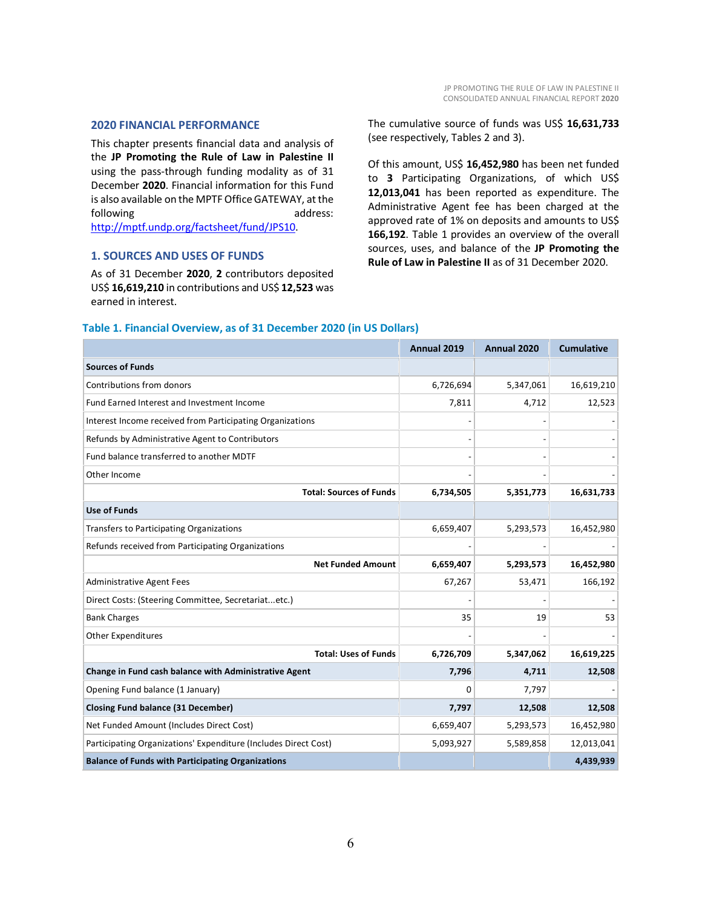## 2020 FINANCIAL PERFORMANCE

This chapter presents financial data and analysis of the **JP Promoting the Rule of Law in Palestine II** using the pass-through funding modality as of 31 December **2020**. Financial information for this Fund is also available on the MPTF Office GATEWAY, at the following address: http://mptf.undp.org/factsheet/fund/JPS10.

## 1. SOURCES AND USES OF FUNDS

As of 31 December **2020**, **2** contributors deposited US$ **16,619,210** in contributions and US$ **12,523** was earned in interest.

The cumulative source of funds was US$ **16,631,733** (see respectively, Tables 2 and 3).

Of this amount, US$ **16,452,980** has been net funded to **3** Participating Organizations, of which US$ **12,013,041** has been reported as expenditure. The Administrative Agent fee has been charged at the approved rate of 1% on deposits and amounts to US$ **166,192**. Table 1 provides an overview of the overall sources, uses, and balance of the **JP Promoting the Rule of Law in Palestine II** as of 31 December 2020.

### Table 1. Financial Overview, as of 31 December 2020 (in US Dollars)

| | Annual 2019 | Annual 2020 | Cumulative |
|---|---|---|---|
| **Sources of Funds** | | | |
| Contributions from donors | 6,726,694 | 5,347,061 | 16,619,210 |
| Fund Earned Interest and Investment Income | 7,811 | 4,712 | 12,523 |
| Interest Income received from Participating Organizations | - | - | - |
| Refunds by Administrative Agent to Contributors | - | - | - |
| Fund balance transferred to another MDTF | - | - | - |
| Other Income | - | - | - |
| **Total: Sources of Funds** | **6,734,505** | **5,351,773** | **16,631,733** |
| **Use of Funds** | | | |
| Transfers to Participating Organizations | 6,659,407 | 5,293,573 | 16,452,980 |
| Refunds received from Participating Organizations | - | - | - |
| **Net Funded Amount** | **6,659,407** | **5,293,573** | **16,452,980** |
| Administrative Agent Fees | 67,267 | 53,471 | 166,192 |
| Direct Costs: (Steering Committee, Secretariat...etc.) | - | - | - |
| Bank Charges | 35 | 19 | 53 |
| Other Expenditures | - | - | - |
| **Total: Uses of Funds** | **6,726,709** | **5,347,062** | **16,619,225** |
| **Change in Fund cash balance with Administrative Agent** | **7,796** | **4,711** | **12,508** |
| Opening Fund balance (1 January) | 0 | 7,797 | - |
| **Closing Fund balance (31 December)** | **7,797** | **12,508** | **12,508** |
| Net Funded Amount (Includes Direct Cost) | 6,659,407 | 5,293,573 | 16,452,980 |
| Participating Organizations' Expenditure (Includes Direct Cost) | 5,093,927 | 5,589,858 | 12,013,041 |
| **Balance of Funds with Participating Organizations** | | | **4,439,939** |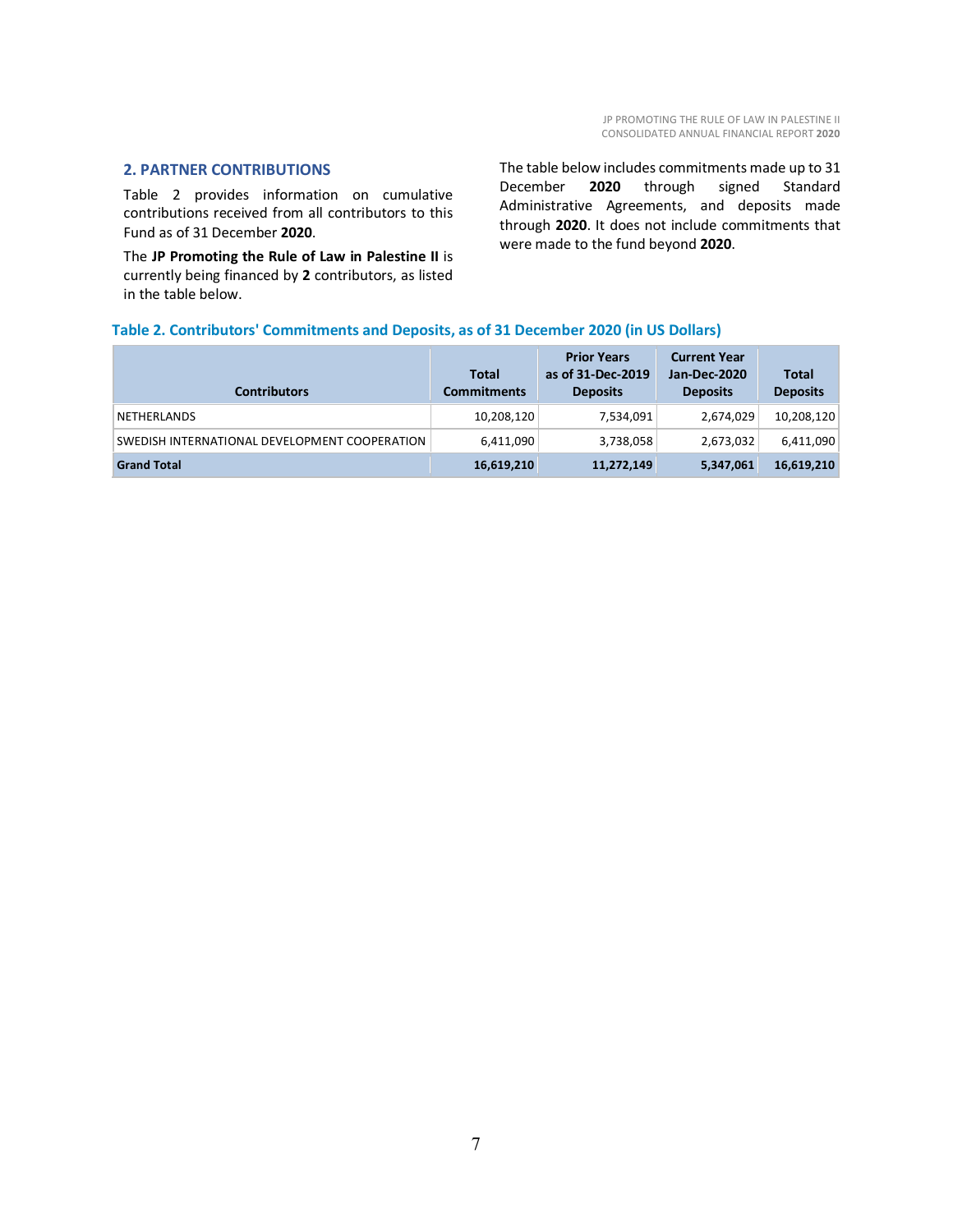## 2. PARTNER CONTRIBUTIONS

Table 2 provides information on cumulative contributions received from all contributors to this Fund as of 31 December **2020**.

The **JP Promoting the Rule of Law in Palestine II** is currently being financed by **2** contributors, as listed in the table below.

The table below includes commitments made up to 31 December **2020** through signed Standard Administrative Agreements, and deposits made through **2020**. It does not include commitments that were made to the fund beyond **2020**.

**Table 2. Contributors' Commitments and Deposits, as of 31 December 2020 (in US Dollars)**

| Contributors | Total Commitments | Prior Years as of 31-Dec-2019 Deposits | Current Year Jan-Dec-2020 Deposits | Total Deposits |
|---|---|---|---|---|
| NETHERLANDS | 10,208,120 | 7,534,091 | 2,674,029 | 10,208,120 |
| SWEDISH INTERNATIONAL DEVELOPMENT COOPERATION | 6,411,090 | 3,738,058 | 2,673,032 | 6,411,090 |
| **Grand Total** | **16,619,210** | **11,272,149** | **5,347,061** | **16,619,210** |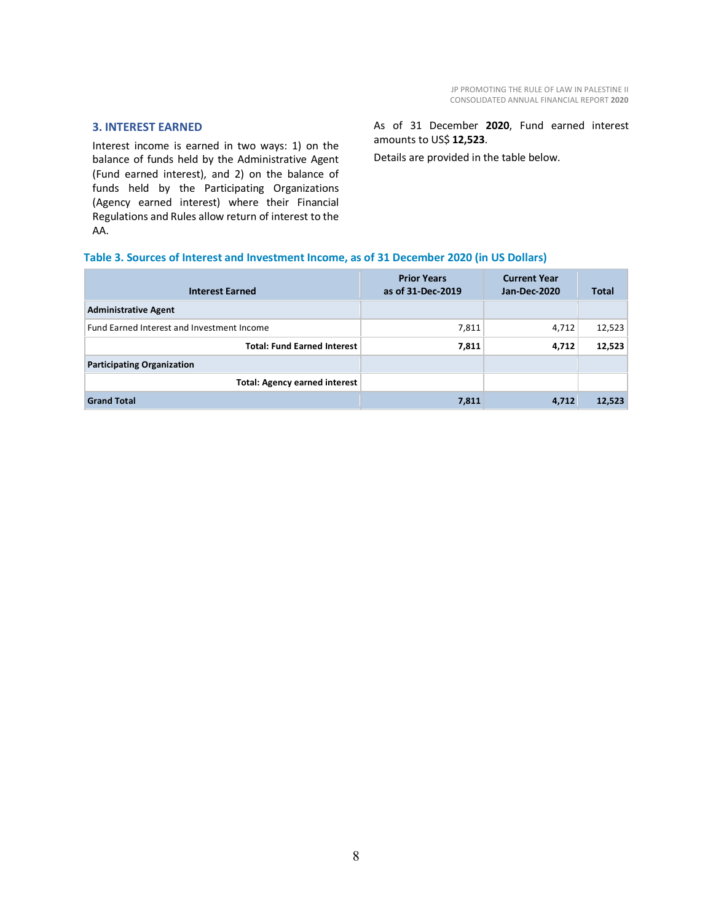## 3. INTEREST EARNED

Interest income is earned in two ways: 1) on the balance of funds held by the Administrative Agent (Fund earned interest), and 2) on the balance of funds held by the Participating Organizations (Agency earned interest) where their Financial Regulations and Rules allow return of interest to the AA.

As of 31 December **2020**, Fund earned interest amounts to US$ **12,523**.

Details are provided in the table below.

**Table 3. Sources of Interest and Investment Income, as of 31 December 2020 (in US Dollars)**

| Interest Earned | Prior Years as of 31-Dec-2019 | Current Year Jan-Dec-2020 | Total |
|---|---|---|---|
| **Administrative Agent** | | | |
| Fund Earned Interest and Investment Income | 7,811 | 4,712 | 12,523 |
| **Total: Fund Earned Interest** | **7,811** | **4,712** | **12,523** |
| **Participating Organization** | | | |
| **Total: Agency earned interest** | | | |
| **Grand Total** | **7,811** | **4,712** | **12,523** |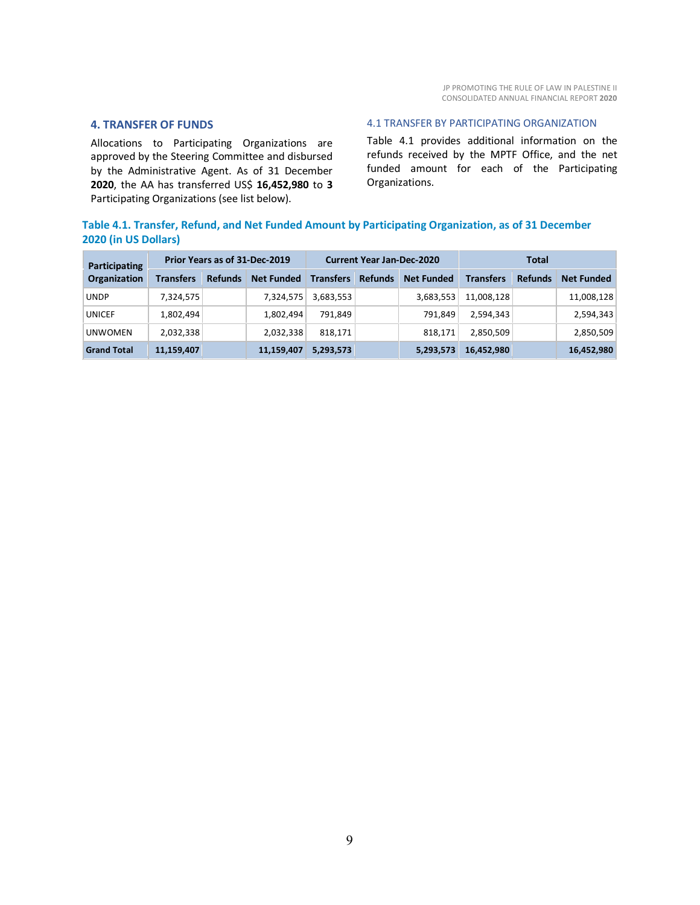## 4. TRANSFER OF FUNDS

Allocations to Participating Organizations are approved by the Steering Committee and disbursed by the Administrative Agent. As of 31 December **2020**, the AA has transferred US$ **16,452,980** to **3** Participating Organizations (see list below).

### 4.1 TRANSFER BY PARTICIPATING ORGANIZATION

Table 4.1 provides additional information on the refunds received by the MPTF Office, and the net funded amount for each of the Participating Organizations.

**Table 4.1. Transfer, Refund, and Net Funded Amount by Participating Organization, as of 31 December 2020 (in US Dollars)**

| Participating Organization | Prior Years as of 31-Dec-2019 | | | Current Year Jan-Dec-2020 | | | Total | | |
|---|---|---|---|---|---|---|---|---|---|
| | Transfers | Refunds | Net Funded | Transfers | Refunds | Net Funded | Transfers | Refunds | Net Funded |
| UNDP | 7,324,575 | | 7,324,575 | 3,683,553 | | 3,683,553 | 11,008,128 | | 11,008,128 |
| UNICEF | 1,802,494 | | 1,802,494 | 791,849 | | 791,849 | 2,594,343 | | 2,594,343 |
| UNWOMEN | 2,032,338 | | 2,032,338 | 818,171 | | 818,171 | 2,850,509 | | 2,850,509 |
| **Grand Total** | **11,159,407** | | **11,159,407** | **5,293,573** | | **5,293,573** | **16,452,980** | | **16,452,980** |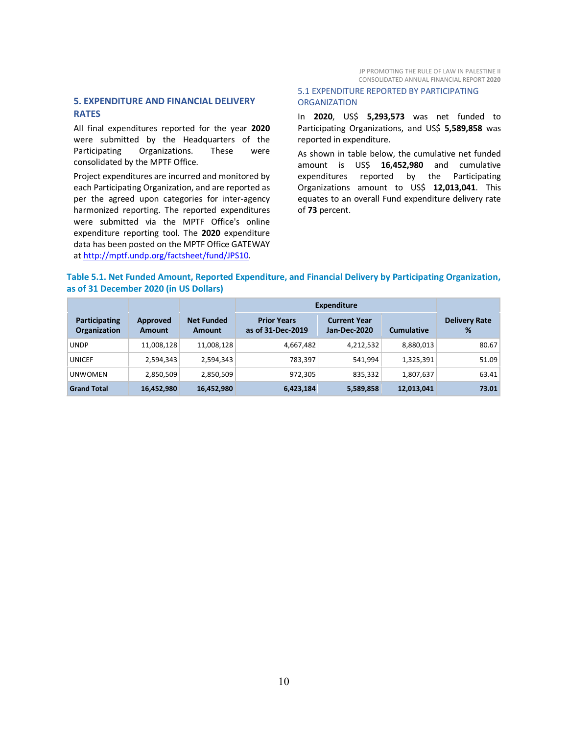## 5. EXPENDITURE AND FINANCIAL DELIVERY RATES

All final expenditures reported for the year **2020** were submitted by the Headquarters of the Participating Organizations. These were consolidated by the MPTF Office.

Project expenditures are incurred and monitored by each Participating Organization, and are reported as per the agreed upon categories for inter-agency harmonized reporting. The reported expenditures were submitted via the MPTF Office's online expenditure reporting tool. The **2020** expenditure data has been posted on the MPTF Office GATEWAY at http://mptf.undp.org/factsheet/fund/JPS10.

### 5.1 EXPENDITURE REPORTED BY PARTICIPATING ORGANIZATION

In **2020**, US$ **5,293,573** was net funded to Participating Organizations, and US$ **5,589,858** was reported in expenditure.

As shown in table below, the cumulative net funded amount is US$ **16,452,980** and cumulative expenditures reported by the Participating Organizations amount to US$ **12,013,041**. This equates to an overall Fund expenditure delivery rate of **73** percent.

**Table 5.1. Net Funded Amount, Reported Expenditure, and Financial Delivery by Participating Organization, as of 31 December 2020 (in US Dollars)**

| Participating Organization | Approved Amount | Net Funded Amount | Expenditure | | | Delivery Rate % |
|---|---|---|---|---|---|---|
| | | | Prior Years as of 31-Dec-2019 | Current Year Jan-Dec-2020 | Cumulative | |
| UNDP | 11,008,128 | 11,008,128 | 4,667,482 | 4,212,532 | 8,880,013 | 80.67 |
| UNICEF | 2,594,343 | 2,594,343 | 783,397 | 541,994 | 1,325,391 | 51.09 |
| UNWOMEN | 2,850,509 | 2,850,509 | 972,305 | 835,332 | 1,807,637 | 63.41 |
| **Grand Total** | **16,452,980** | **16,452,980** | **6,423,184** | **5,589,858** | **12,013,041** | **73.01** |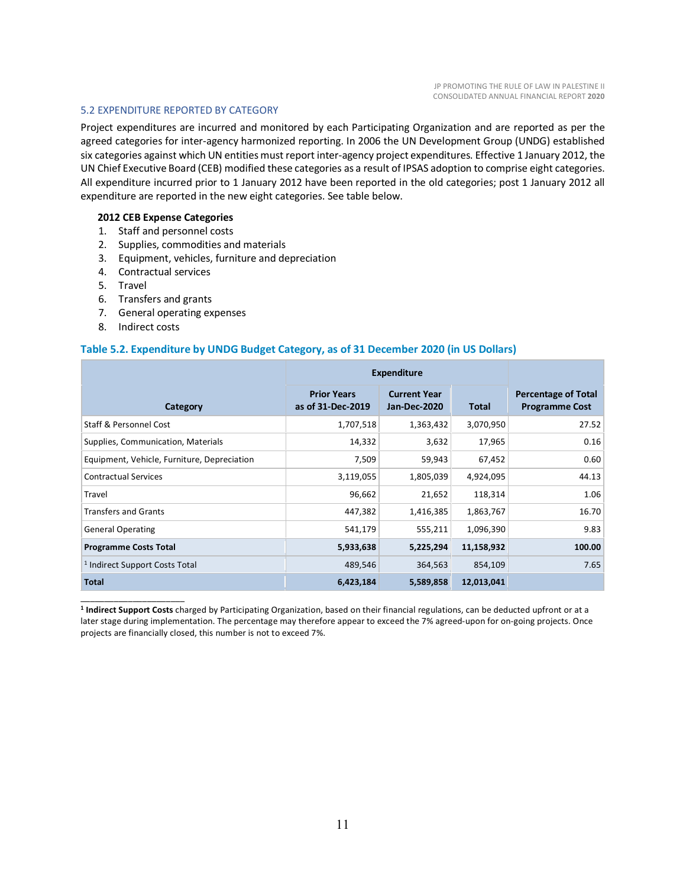## 5.2 EXPENDITURE REPORTED BY CATEGORY

Project expenditures are incurred and monitored by each Participating Organization and are reported as per the agreed categories for inter-agency harmonized reporting. In 2006 the UN Development Group (UNDG) established six categories against which UN entities must report inter-agency project expenditures. Effective 1 January 2012, the UN Chief Executive Board (CEB) modified these categories as a result of IPSAS adoption to comprise eight categories. All expenditure incurred prior to 1 January 2012 have been reported in the old categories; post 1 January 2012 all expenditure are reported in the new eight categories. See table below.

**2012 CEB Expense Categories**

1. Staff and personnel costs
2. Supplies, commodities and materials
3. Equipment, vehicles, furniture and depreciation
4. Contractual services
5. Travel
6. Transfers and grants
7. General operating expenses
8. Indirect costs

### Table 5.2. Expenditure by UNDG Budget Category, as of 31 December 2020 (in US Dollars)

| Category | Expenditure | | | Percentage of Total Programme Cost |
|---|---|---|---|---|
| | Prior Years as of 31-Dec-2019 | Current Year Jan-Dec-2020 | Total | |
| Staff & Personnel Cost | 1,707,518 | 1,363,432 | 3,070,950 | 27.52 |
| Supplies, Communication, Materials | 14,332 | 3,632 | 17,965 | 0.16 |
| Equipment, Vehicle, Furniture, Depreciation | 7,509 | 59,943 | 67,452 | 0.60 |
| Contractual Services | 3,119,055 | 1,805,039 | 4,924,095 | 44.13 |
| Travel | 96,662 | 21,652 | 118,314 | 1.06 |
| Transfers and Grants | 447,382 | 1,416,385 | 1,863,767 | 16.70 |
| General Operating | 541,179 | 555,211 | 1,096,390 | 9.83 |
| **Programme Costs Total** | **5,933,638** | **5,225,294** | **11,158,932** | **100.00** |
| [1] Indirect Support Costs Total | 489,546 | 364,563 | 854,109 | 7.65 |
| **Total** | **6,423,184** | **5,589,858** | **12,013,041** | |

[1] **Indirect Support Costs** charged by Participating Organization, based on their financial regulations, can be deducted upfront or at a later stage during implementation. The percentage may therefore appear to exceed the 7% agreed-upon for on-going projects. Once projects are financially closed, this number is not to exceed 7%.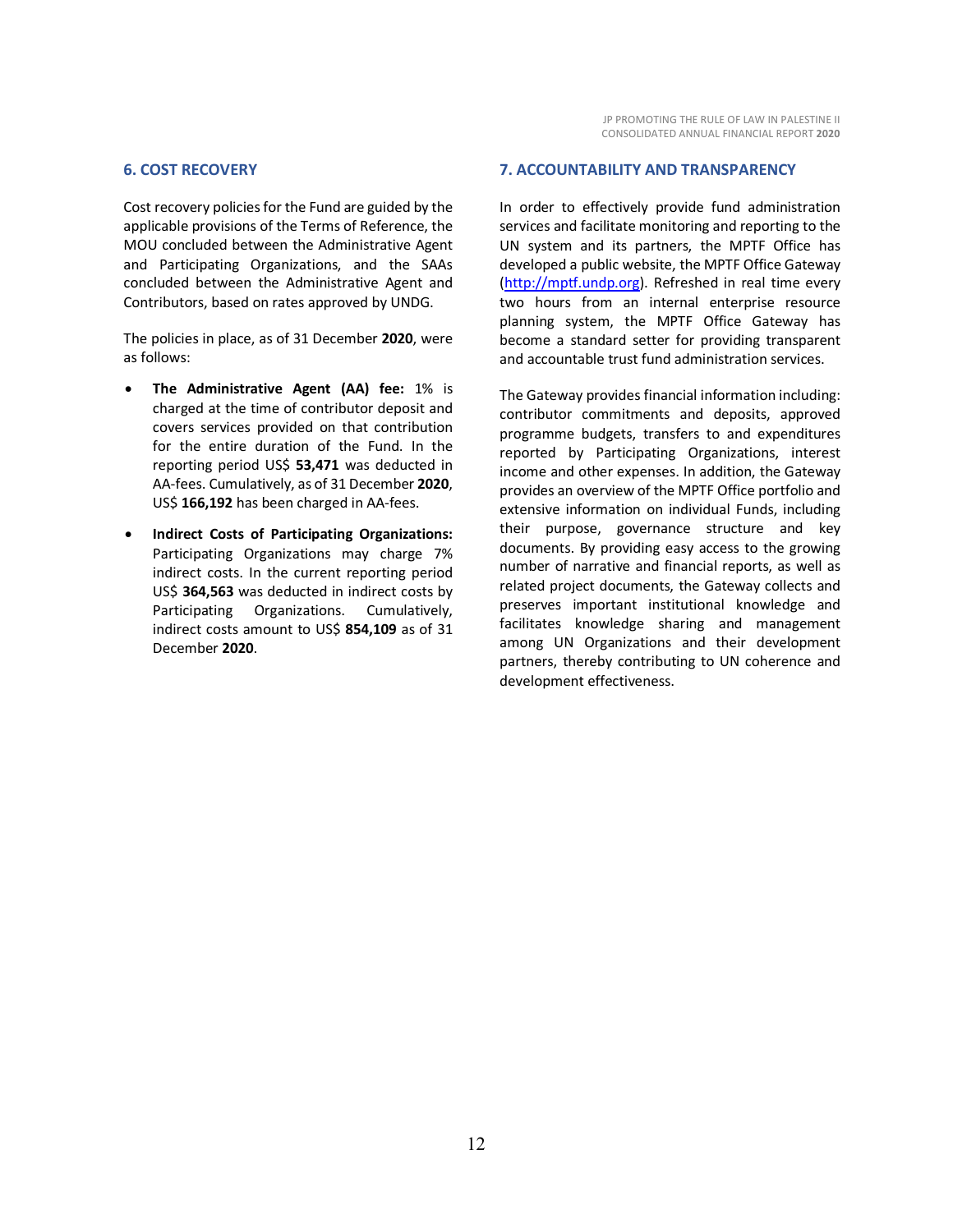## 6. COST RECOVERY

Cost recovery policies for the Fund are guided by the applicable provisions of the Terms of Reference, the MOU concluded between the Administrative Agent and Participating Organizations, and the SAAs concluded between the Administrative Agent and Contributors, based on rates approved by UNDG.

The policies in place, as of 31 December **2020**, were as follows:

- **The Administrative Agent (AA) fee:** 1% is charged at the time of contributor deposit and covers services provided on that contribution for the entire duration of the Fund. In the reporting period US$ **53,471** was deducted in AA-fees. Cumulatively, as of 31 December **2020**, US$ **166,192** has been charged in AA-fees.
- **Indirect Costs of Participating Organizations:** Participating Organizations may charge 7% indirect costs. In the current reporting period US$ **364,563** was deducted in indirect costs by Participating Organizations. Cumulatively, indirect costs amount to US$ **854,109** as of 31 December **2020**.

## 7. ACCOUNTABILITY AND TRANSPARENCY

In order to effectively provide fund administration services and facilitate monitoring and reporting to the UN system and its partners, the MPTF Office has developed a public website, the MPTF Office Gateway (http://mptf.undp.org). Refreshed in real time every two hours from an internal enterprise resource planning system, the MPTF Office Gateway has become a standard setter for providing transparent and accountable trust fund administration services.

The Gateway provides financial information including: contributor commitments and deposits, approved programme budgets, transfers to and expenditures reported by Participating Organizations, interest income and other expenses. In addition, the Gateway provides an overview of the MPTF Office portfolio and extensive information on individual Funds, including their purpose, governance structure and key documents. By providing easy access to the growing number of narrative and financial reports, as well as related project documents, the Gateway collects and preserves important institutional knowledge and facilitates knowledge sharing and management among UN Organizations and their development partners, thereby contributing to UN coherence and development effectiveness.